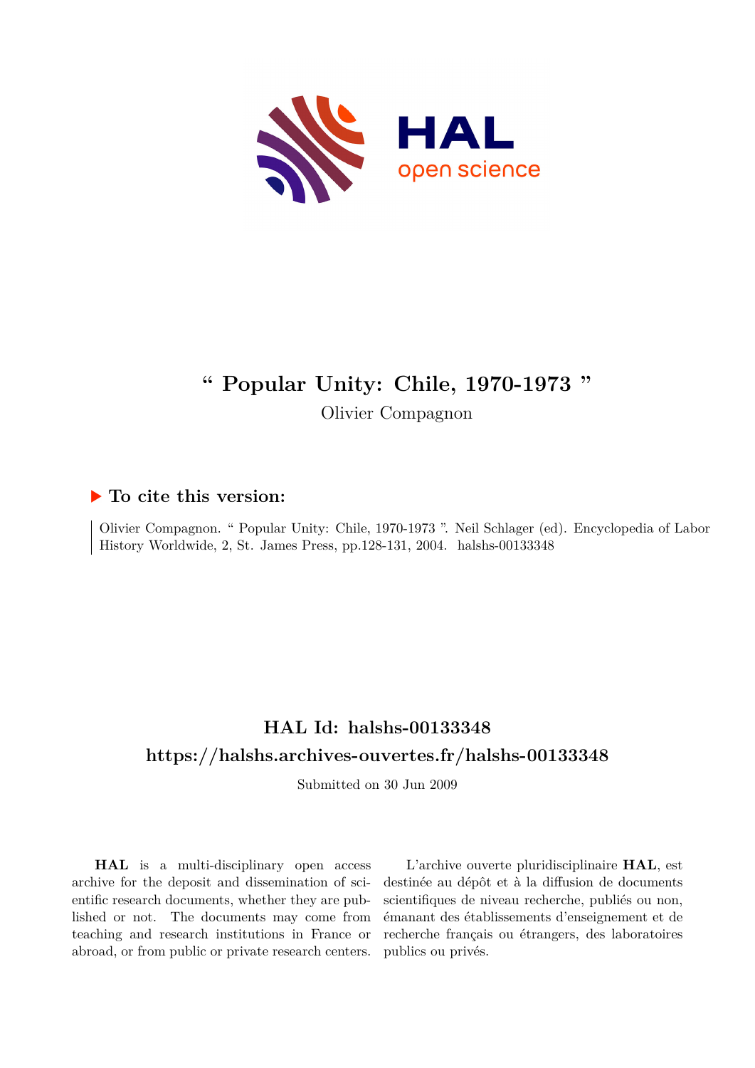# “ Popular Unity: Chile, 1970-1973 ”

Olivier Compagnon

## ▶ To cite this version:

Olivier Compagnon. “ Popular Unity: Chile, 1970-1973 ”. Neil Schlager (ed). Encyclopedia of Labor History Worldwide, 2, St. James Press, pp.128-131, 2004. halshs-00133348

## HAL Id: halshs-00133348

## https://halshs.archives-ouvertes.fr/halshs-00133348

Submitted on 30 Jun 2009

**HAL** is a multi-disciplinary open access archive for the deposit and dissemination of scientific research documents, whether they are published or not. The documents may come from teaching and research institutions in France or abroad, or from public or private research centers.

L’archive ouverte pluridisciplinaire **HAL**, est destinée au dépôt et à la diffusion de documents scientifiques de niveau recherche, publiés ou non, émanant des établissements d’enseignement et de recherche français ou étrangers, des laboratoires publics ou privés.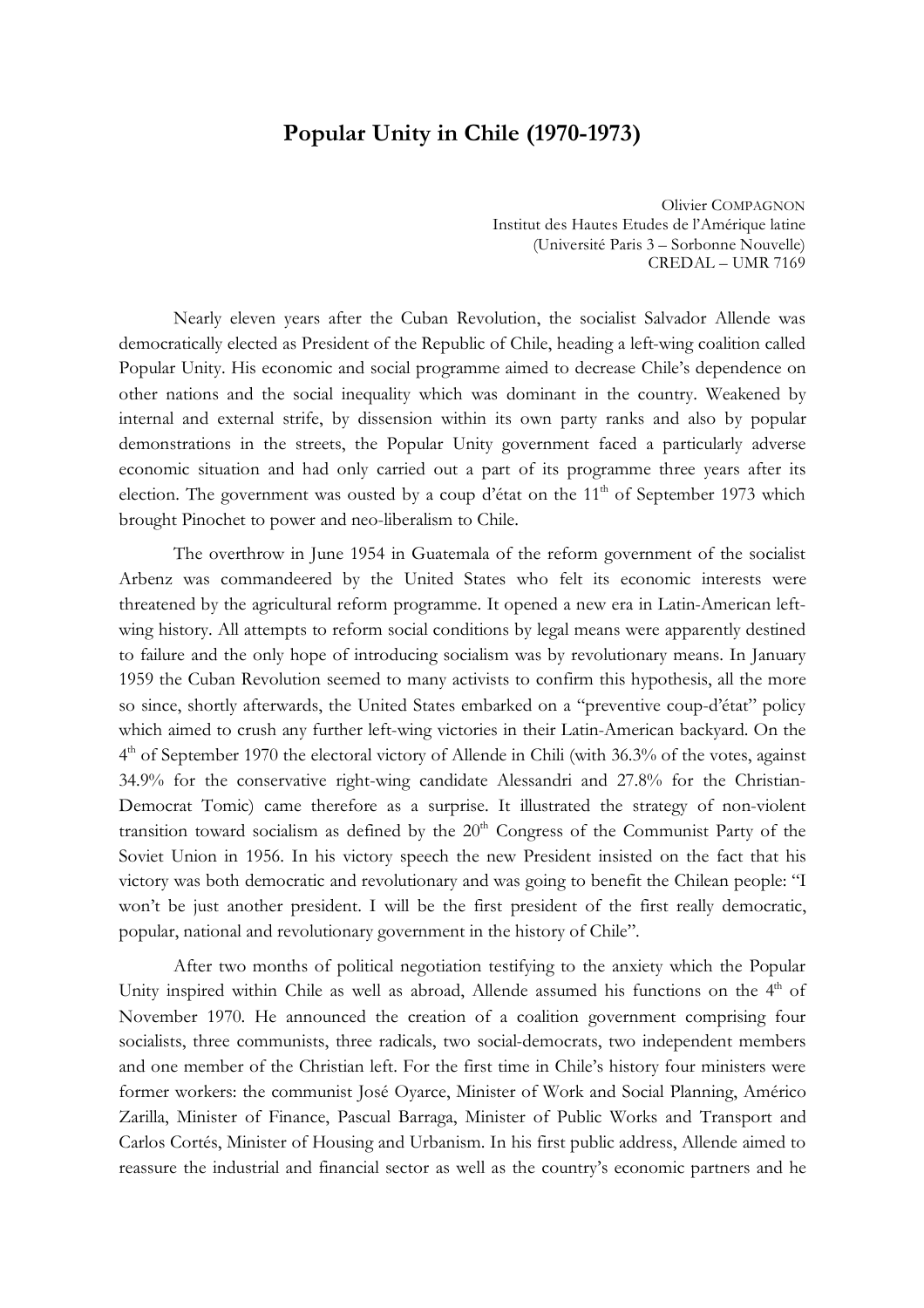# Popular Unity in Chile (1970-1973)

Olivier COMPAGNON
Institut des Hautes Etudes de l'Amérique latine
(Université Paris 3 – Sorbonne Nouvelle)
CREDAL – UMR 7169

Nearly eleven years after the Cuban Revolution, the socialist Salvador Allende was democratically elected as President of the Republic of Chile, heading a left-wing coalition called Popular Unity. His economic and social programme aimed to decrease Chile's dependence on other nations and the social inequality which was dominant in the country. Weakened by internal and external strife, by dissension within its own party ranks and also by popular demonstrations in the streets, the Popular Unity government faced a particularly adverse economic situation and had only carried out a part of its programme three years after its election. The government was ousted by a coup d'état on the 11th of September 1973 which brought Pinochet to power and neo-liberalism to Chile.

The overthrow in June 1954 in Guatemala of the reform government of the socialist Arbenz was commandeered by the United States who felt its economic interests were threatened by the agricultural reform programme. It opened a new era in Latin-American left-wing history. All attempts to reform social conditions by legal means were apparently destined to failure and the only hope of introducing socialism was by revolutionary means. In January 1959 the Cuban Revolution seemed to many activists to confirm this hypothesis, all the more so since, shortly afterwards, the United States embarked on a "preventive coup-d'état" policy which aimed to crush any further left-wing victories in their Latin-American backyard. On the 4th of September 1970 the electoral victory of Allende in Chili (with 36.3% of the votes, against 34.9% for the conservative right-wing candidate Alessandri and 27.8% for the Christian-Democrat Tomic) came therefore as a surprise. It illustrated the strategy of non-violent transition toward socialism as defined by the 20th Congress of the Communist Party of the Soviet Union in 1956. In his victory speech the new President insisted on the fact that his victory was both democratic and revolutionary and was going to benefit the Chilean people: "I won't be just another president. I will be the first president of the first really democratic, popular, national and revolutionary government in the history of Chile".

After two months of political negotiation testifying to the anxiety which the Popular Unity inspired within Chile as well as abroad, Allende assumed his functions on the 4th of November 1970. He announced the creation of a coalition government comprising four socialists, three communists, three radicals, two social-democrats, two independent members and one member of the Christian left. For the first time in Chile's history four ministers were former workers: the communist José Oyarce, Minister of Work and Social Planning, Américo Zarilla, Minister of Finance, Pascual Barraga, Minister of Public Works and Transport and Carlos Cortés, Minister of Housing and Urbanism. In his first public address, Allende aimed to reassure the industrial and financial sector as well as the country's economic partners and he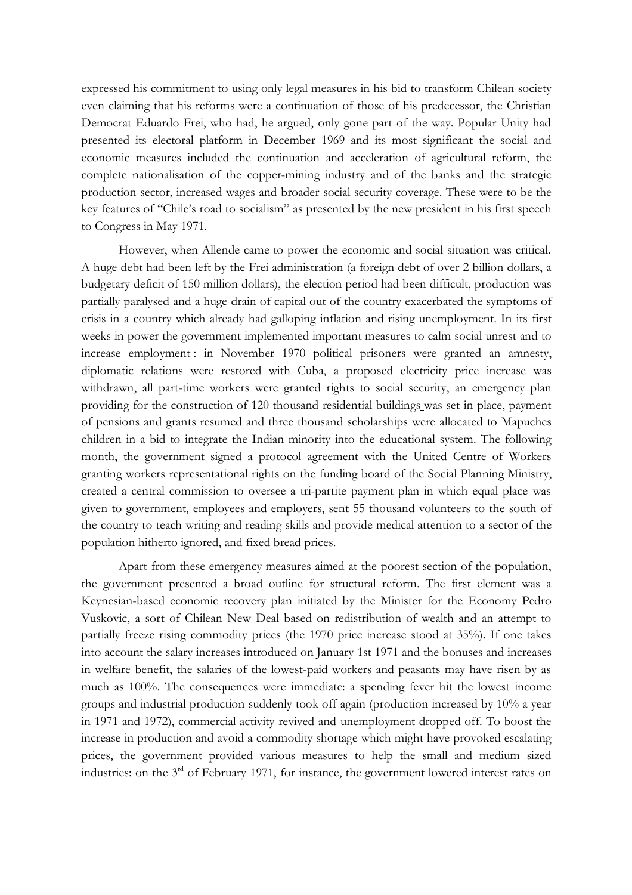expressed his commitment to using only legal measures in his bid to transform Chilean society even claiming that his reforms were a continuation of those of his predecessor, the Christian Democrat Eduardo Frei, who had, he argued, only gone part of the way. Popular Unity had presented its electoral platform in December 1969 and its most significant the social and economic measures included the continuation and acceleration of agricultural reform, the complete nationalisation of the copper-mining industry and of the banks and the strategic production sector, increased wages and broader social security coverage. These were to be the key features of "Chile's road to socialism" as presented by the new president in his first speech to Congress in May 1971.

However, when Allende came to power the economic and social situation was critical. A huge debt had been left by the Frei administration (a foreign debt of over 2 billion dollars, a budgetary deficit of 150 million dollars), the election period had been difficult, production was partially paralysed and a huge drain of capital out of the country exacerbated the symptoms of crisis in a country which already had galloping inflation and rising unemployment. In its first weeks in power the government implemented important measures to calm social unrest and to increase employment : in November 1970 political prisoners were granted an amnesty, diplomatic relations were restored with Cuba, a proposed electricity price increase was withdrawn, all part-time workers were granted rights to social security, an emergency plan providing for the construction of 120 thousand residential buildings was set in place, payment of pensions and grants resumed and three thousand scholarships were allocated to Mapuches children in a bid to integrate the Indian minority into the educational system. The following month, the government signed a protocol agreement with the United Centre of Workers granting workers representational rights on the funding board of the Social Planning Ministry, created a central commission to oversee a tri-partite payment plan in which equal place was given to government, employees and employers, sent 55 thousand volunteers to the south of the country to teach writing and reading skills and provide medical attention to a sector of the population hitherto ignored, and fixed bread prices.

Apart from these emergency measures aimed at the poorest section of the population, the government presented a broad outline for structural reform. The first element was a Keynesian-based economic recovery plan initiated by the Minister for the Economy Pedro Vuskovic, a sort of Chilean New Deal based on redistribution of wealth and an attempt to partially freeze rising commodity prices (the 1970 price increase stood at 35%). If one takes into account the salary increases introduced on January 1st 1971 and the bonuses and increases in welfare benefit, the salaries of the lowest-paid workers and peasants may have risen by as much as 100%. The consequences were immediate: a spending fever hit the lowest income groups and industrial production suddenly took off again (production increased by 10% a year in 1971 and 1972), commercial activity revived and unemployment dropped off. To boost the increase in production and avoid a commodity shortage which might have provoked escalating prices, the government provided various measures to help the small and medium sized industries: on the 3rd of February 1971, for instance, the government lowered interest rates on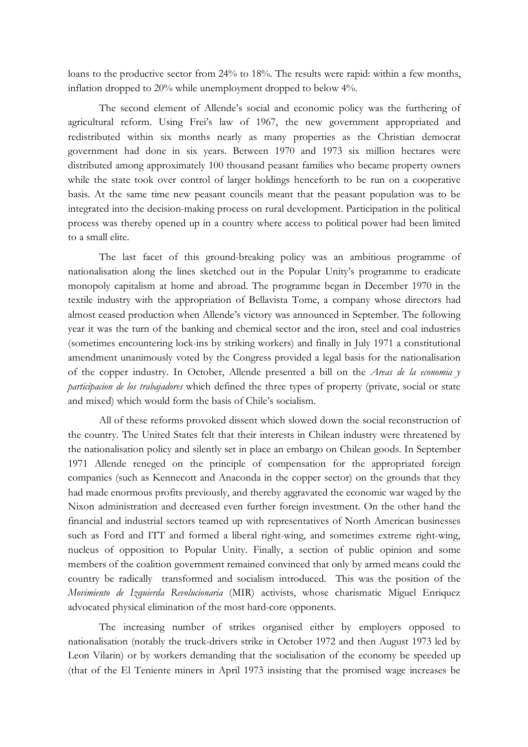loans to the productive sector from 24% to 18%. The results were rapid: within a few months, inflation dropped to 20% while unemployment dropped to below 4%.

The second element of Allende's social and economic policy was the furthering of agricultural reform. Using Frei's law of 1967, the new government appropriated and redistributed within six months nearly as many properties as the Christian democrat government had done in six years. Between 1970 and 1973 six million hectares were distributed among approximately 100 thousand peasant families who became property owners while the state took over control of larger holdings henceforth to be run on a cooperative basis. At the same time new peasant councils meant that the peasant population was to be integrated into the decision-making process on rural development. Participation in the political process was thereby opened up in a country where access to political power had been limited to a small elite.

The last facet of this ground-breaking policy was an ambitious programme of nationalisation along the lines sketched out in the Popular Unity's programme to eradicate monopoly capitalism at home and abroad. The programme began in December 1970 in the textile industry with the appropriation of Bellavista Tome, a company whose directors had almost ceased production when Allende's victory was announced in September. The following year it was the turn of the banking and chemical sector and the iron, steel and coal industries (sometimes encountering lock-ins by striking workers) and finally in July 1971 a constitutional amendment unanimously voted by the Congress provided a legal basis for the nationalisation of the copper industry. In October, Allende presented a bill on the *Areas de la economia y participacion de los trabajadores* which defined the three types of property (private, social or state and mixed) which would form the basis of Chile's socialism.

All of these reforms provoked dissent which slowed down the social reconstruction of the country. The United States felt that their interests in Chilean industry were threatened by the nationalisation policy and silently set in place an embargo on Chilean goods. In September 1971 Allende reneged on the principle of compensation for the appropriated foreign companies (such as Kennecott and Anaconda in the copper sector) on the grounds that they had made enormous profits previously, and thereby aggravated the economic war waged by the Nixon administration and decreased even further foreign investment. On the other hand the financial and industrial sectors teamed up with representatives of North American businesses such as Ford and ITT and formed a liberal right-wing, and sometimes extreme right-wing, nucleus of opposition to Popular Unity. Finally, a section of public opinion and some members of the coalition government remained convinced that only by armed means could the country be radically transformed and socialism introduced. This was the position of the *Movimiento de Izquierda Revolucionaria* (MIR) activists, whose charismatic Miguel Enriquez advocated physical elimination of the most hard-core opponents.

The increasing number of strikes organised either by employers opposed to nationalisation (notably the truck-drivers strike in October 1972 and then August 1973 led by Leon Vilarin) or by workers demanding that the socialisation of the economy be speeded up (that of the El Teniente miners in April 1973 insisting that the promised wage increases be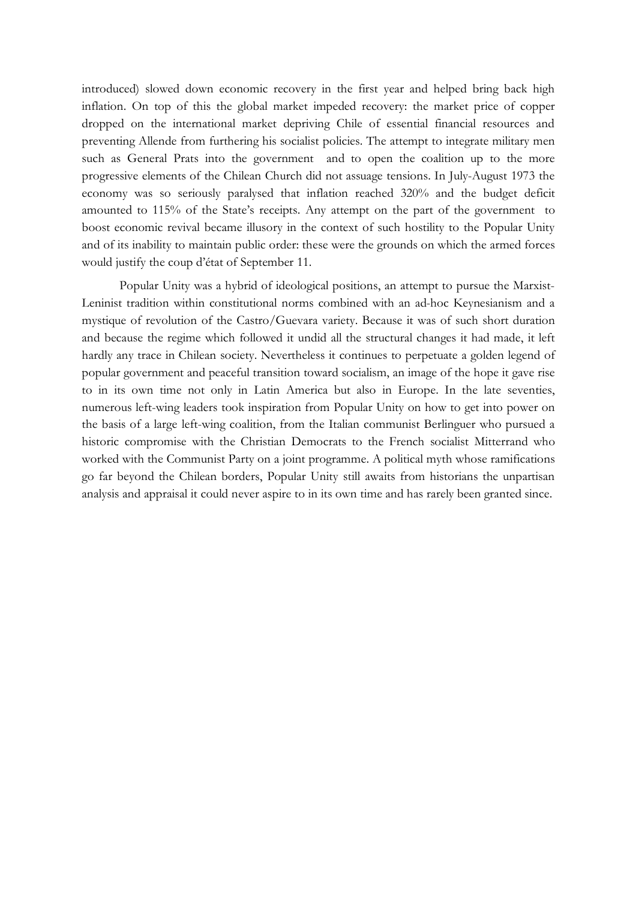introduced) slowed down economic recovery in the first year and helped bring back high inflation. On top of this the global market impeded recovery: the market price of copper dropped on the international market depriving Chile of essential financial resources and preventing Allende from furthering his socialist policies. The attempt to integrate military men such as General Prats into the government and to open the coalition up to the more progressive elements of the Chilean Church did not assuage tensions. In July-August 1973 the economy was so seriously paralysed that inflation reached 320% and the budget deficit amounted to 115% of the State's receipts. Any attempt on the part of the government to boost economic revival became illusory in the context of such hostility to the Popular Unity and of its inability to maintain public order: these were the grounds on which the armed forces would justify the coup d'état of September 11.

Popular Unity was a hybrid of ideological positions, an attempt to pursue the Marxist-Leninist tradition within constitutional norms combined with an ad-hoc Keynesianism and a mystique of revolution of the Castro/Guevara variety. Because it was of such short duration and because the regime which followed it undid all the structural changes it had made, it left hardly any trace in Chilean society. Nevertheless it continues to perpetuate a golden legend of popular government and peaceful transition toward socialism, an image of the hope it gave rise to in its own time not only in Latin America but also in Europe. In the late seventies, numerous left-wing leaders took inspiration from Popular Unity on how to get into power on the basis of a large left-wing coalition, from the Italian communist Berlinguer who pursued a historic compromise with the Christian Democrats to the French socialist Mitterrand who worked with the Communist Party on a joint programme. A political myth whose ramifications go far beyond the Chilean borders, Popular Unity still awaits from historians the unpartisan analysis and appraisal it could never aspire to in its own time and has rarely been granted since.